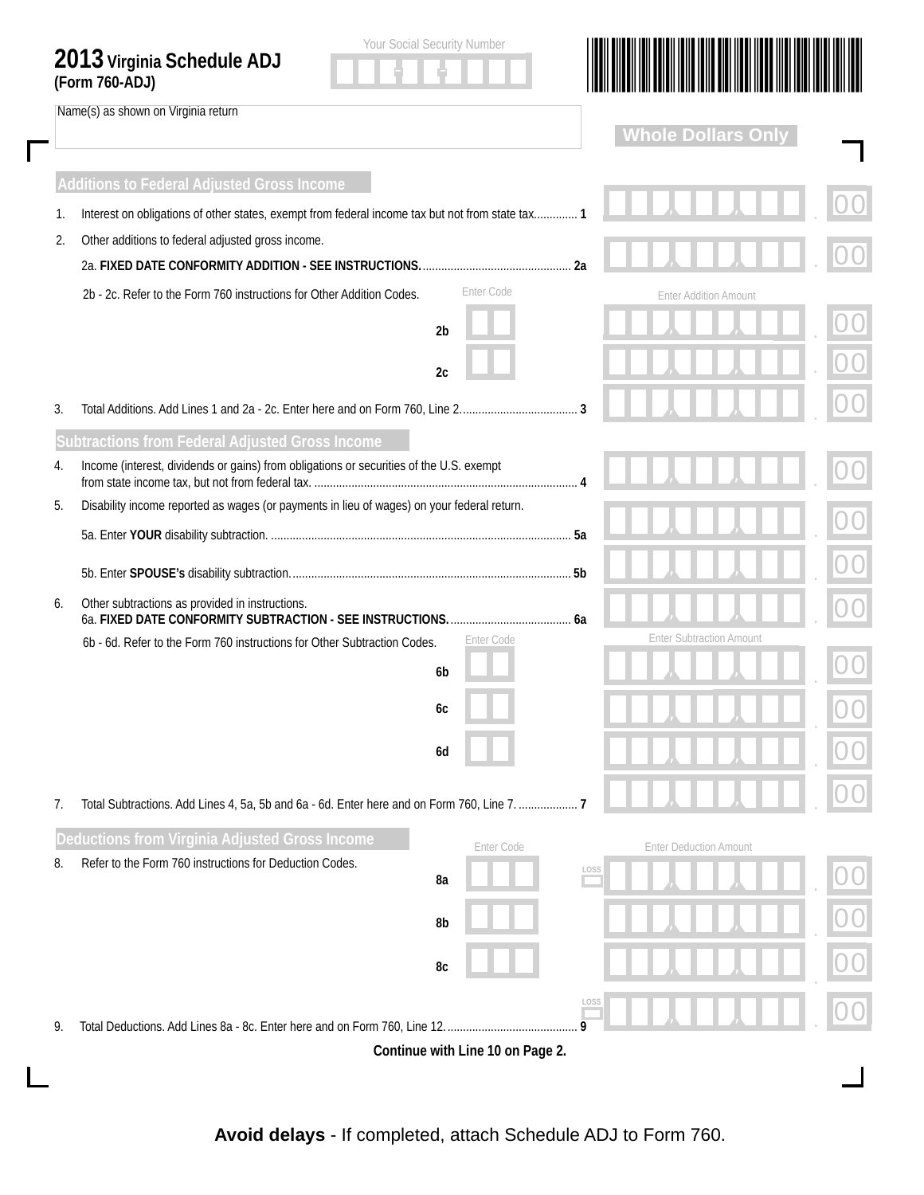# 2013 Virginia Schedule ADJ (Form 760-ADJ)

Your Social Security Number

Name(s) as shown on Virginia return

**Whole Dollars Only**

## Additions to Federal Adjusted Gross Income

1. Interest on obligations of other states, exempt from federal income tax but not from state tax.............. 1 ____ .00
2. Other additions to federal adjusted gross income.
   2a. **FIXED DATE CONFORMITY ADDITION - SEE INSTRUCTIONS.** ................................................ 2a ____ .00
   2b - 2c. Refer to the Form 760 instructions for Other Addition Codes.

| | Enter Code | Enter Addition Amount |
|---|---|---|
| 2b | | .00 |
| 2c | | .00 |

3. Total Additions. Add Lines 1 and 2a - 2c. Enter here and on Form 760, Line 2...................................... 3 ____ .00

## Subtractions from Federal Adjusted Gross Income

4. Income (interest, dividends or gains) from obligations or securities of the U.S. exempt from state income tax, but not from federal tax. ...................................................................................... 4 ____ .00
5. Disability income reported as wages (or payments in lieu of wages) on your federal return.
   5a. Enter **YOUR** disability subtraction. ................................................................................................ 5a ____ .00
   5b. Enter **SPOUSE's** disability subtraction............................................................................................ 5b ____ .00
6. Other subtractions as provided in instructions.
   6a. **FIXED DATE CONFORMITY SUBTRACTION - SEE INSTRUCTIONS.** ....................................... 6a ____ .00
   6b - 6d. Refer to the Form 760 instructions for Other Subtraction Codes.

| | Enter Code | Enter Subtraction Amount |
|---|---|---|
| 6b | | .00 |
| 6c | | .00 |
| 6d | | .00 |

7. Total Subtractions. Add Lines 4, 5a, 5b and 6a - 6d. Enter here and on Form 760, Line 7. ................... 7 ____ .00

## Deductions from Virginia Adjusted Gross Income

8. Refer to the Form 760 instructions for Deduction Codes.

| | Enter Code | | Enter Deduction Amount |
|---|---|---|---|
| 8a | | LOSS | .00 |
| 8b | | | .00 |
| 8c | | | .00 |

9. Total Deductions. Add Lines 8a - 8c. Enter here and on Form 760, Line 12............................................ 9 LOSS ____ .00

**Continue with Line 10 on Page 2.**

**Avoid delays** - If completed, attach Schedule ADJ to Form 760.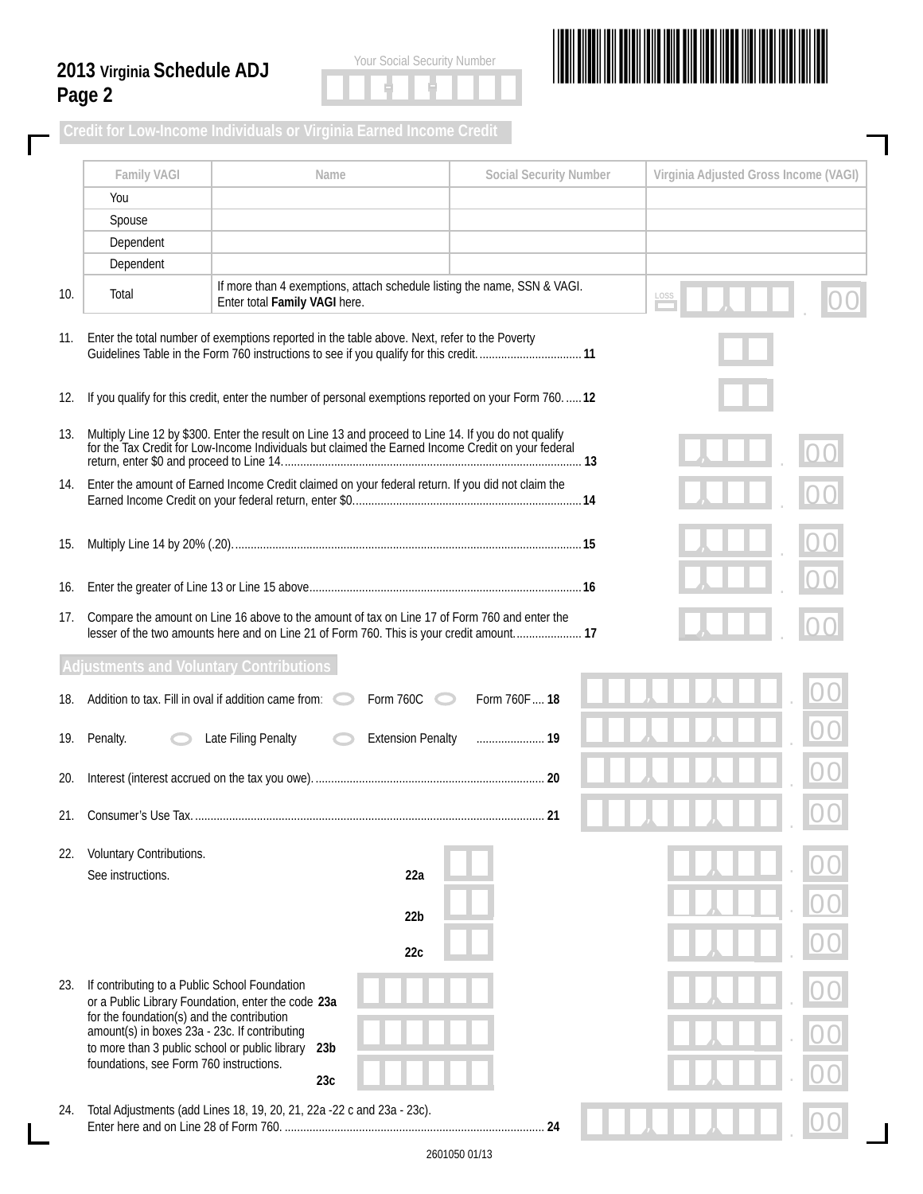# 2013 Virginia Schedule ADJ Page 2

Your Social Security Number

## Credit for Low-Income Individuals or Virginia Earned Income Credit

| Family VAGI | Name | Social Security Number | Virginia Adjusted Gross Income (VAGI) |
|---|---|---|---|
| You | | | |
| Spouse | | | |
| Dependent | | | |
| Dependent | | | |
| 10. Total | If more than 4 exemptions, attach schedule listing the name, SSN & VAGI. Enter total **Family VAGI** here. | | LOSS , . 00 |

11. Enter the total number of exemptions reported in the table above. Next, refer to the Poverty Guidelines Table in the Form 760 instructions to see if you qualify for this credit. .................................. **11**

12. If you qualify for this credit, enter the number of personal exemptions reported on your Form 760. ...... **12**

13. Multiply Line 12 by $300. Enter the result on Line 13 and proceed to Line 14. If you do not qualify for the Tax Credit for Low-Income Individuals but claimed the Earned Income Credit on your federal return, enter $0 and proceed to Line 14. .......... **13** . 00

14. Enter the amount of Earned Income Credit claimed on your federal return. If you did not claim the Earned Income Credit on your federal return, enter $0. .......... **14** . 00

15. Multiply Line 14 by 20% (.20). .......... **15** . 00

16. Enter the greater of Line 13 or Line 15 above. .......... **16** . 00

17. Compare the amount on Line 16 above to the amount of tax on Line 17 of Form 760 and enter the lesser of the two amounts here and on Line 21 of Form 760. This is your credit amount. .......... **17** . 00

## Adjustments and Voluntary Contributions

18. Addition to tax. Fill in oval if addition came from: ○ Form 760C ○ Form 760F .... **18** . 00

19. Penalty. ○ Late Filing Penalty ○ Extension Penalty .......... **19** . 00

20. Interest (interest accrued on the tax you owe). .......... **20** . 00

21. Consumer's Use Tax. .......... **21** . 00

22. Voluntary Contributions. See instructions.
    - **22a** . 00
    - **22b** . 00
    - **22c** . 00

23. If contributing to a Public School Foundation or a Public Library Foundation, enter the code for the foundation(s) and the contribution amount(s) in boxes 23a - 23c. If contributing to more than 3 public school or public library foundations, see Form 760 instructions.
    - **23a** . 00
    - **23b** . 00
    - **23c** . 00

24. Total Adjustments (add Lines 18, 19, 20, 21, 22a -22 c and 23a - 23c). Enter here and on Line 28 of Form 760. .......... **24** . 00

2601050 01/13